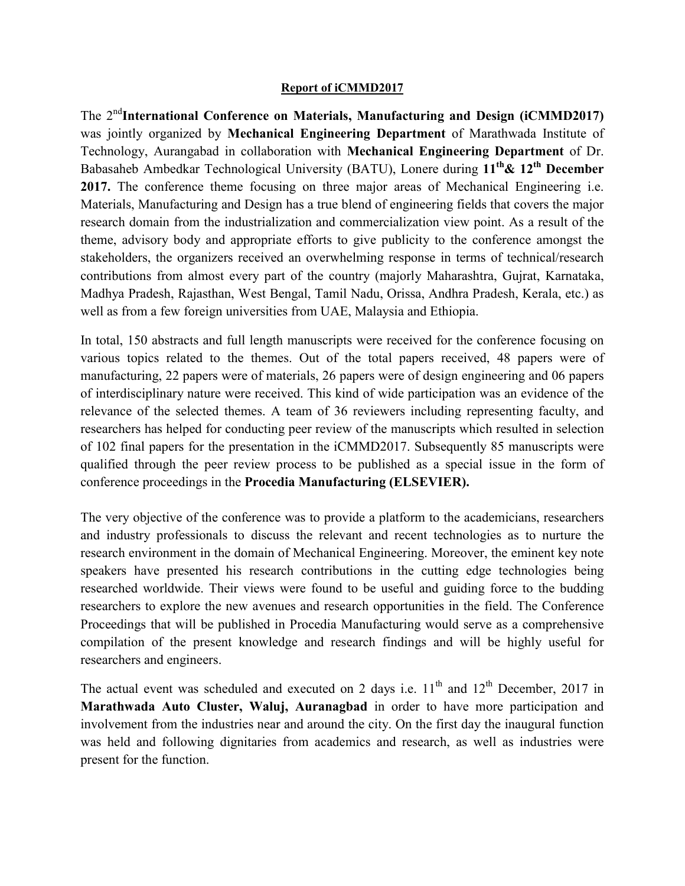**Report of iCMMD2017**

The 2nd **International Conference on Materials, Manufacturing and Design (iCMMD2017)** was jointly organized by **Mechanical Engineering Department** of Marathwada Institute of Technology, Aurangabad in collaboration with **Mechanical Engineering Department** of Dr. Babasaheb Ambedkar Technological University (BATU), Lonere during **11th & 12th December 2017.** The conference theme focusing on three major areas of Mechanical Engineering i.e. Materials, Manufacturing and Design has a true blend of engineering fields that covers the major research domain from the industrialization and commercialization view point. As a result of the theme, advisory body and appropriate efforts to give publicity to the conference amongst the stakeholders, the organizers received an overwhelming response in terms of technical/research contributions from almost every part of the country (majorly Maharashtra, Gujrat, Karnataka, Madhya Pradesh, Rajasthan, West Bengal, Tamil Nadu, Orissa, Andhra Pradesh, Kerala, etc.) as well as from a few foreign universities from UAE, Malaysia and Ethiopia.

In total, 150 abstracts and full length manuscripts were received for the conference focusing on various topics related to the themes. Out of the total papers received, 48 papers were of manufacturing, 22 papers were of materials, 26 papers were of design engineering and 06 papers of interdisciplinary nature were received. This kind of wide participation was an evidence of the relevance of the selected themes. A team of 36 reviewers including representing faculty, and researchers has helped for conducting peer review of the manuscripts which resulted in selection of 102 final papers for the presentation in the iCMMD2017. Subsequently 85 manuscripts were qualified through the peer review process to be published as a special issue in the form of conference proceedings in the **Procedia Manufacturing (ELSEVIER).**

The very objective of the conference was to provide a platform to the academicians, researchers and industry professionals to discuss the relevant and recent technologies as to nurture the research environment in the domain of Mechanical Engineering. Moreover, the eminent key note speakers have presented his research contributions in the cutting edge technologies being researched worldwide. Their views were found to be useful and guiding force to the budding researchers to explore the new avenues and research opportunities in the field. The Conference Proceedings that will be published in Procedia Manufacturing would serve as a comprehensive compilation of the present knowledge and research findings and will be highly useful for researchers and engineers.

The actual event was scheduled and executed on 2 days i.e. 11th and 12th December, 2017 in **Marathwada Auto Cluster, Waluj, Auranagbad** in order to have more participation and involvement from the industries near and around the city. On the first day the inaugural function was held and following dignitaries from academics and research, as well as industries were present for the function.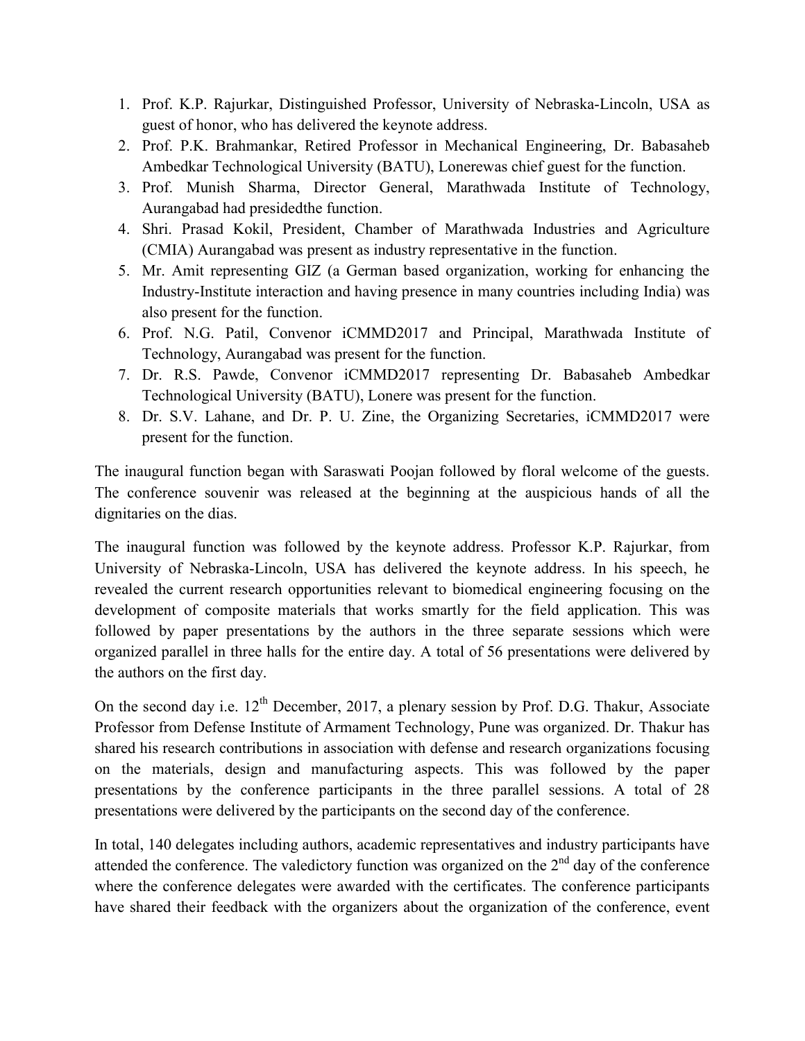1. Prof. K.P. Rajurkar, Distinguished Professor, University of Nebraska-Lincoln, USA as guest of honor, who has delivered the keynote address.
2. Prof. P.K. Brahmankar, Retired Professor in Mechanical Engineering, Dr. Babasaheb Ambedkar Technological University (BATU), Lonerewas chief guest for the function.
3. Prof. Munish Sharma, Director General, Marathwada Institute of Technology, Aurangabad had presidedthe function.
4. Shri. Prasad Kokil, President, Chamber of Marathwada Industries and Agriculture (CMIA) Aurangabad was present as industry representative in the function.
5. Mr. Amit representing GIZ (a German based organization, working for enhancing the Industry-Institute interaction and having presence in many countries including India) was also present for the function.
6. Prof. N.G. Patil, Convenor iCMMD2017 and Principal, Marathwada Institute of Technology, Aurangabad was present for the function.
7. Dr. R.S. Pawde, Convenor iCMMD2017 representing Dr. Babasaheb Ambedkar Technological University (BATU), Lonere was present for the function.
8. Dr. S.V. Lahane, and Dr. P. U. Zine, the Organizing Secretaries, iCMMD2017 were present for the function.

The inaugural function began with Saraswati Poojan followed by floral welcome of the guests. The conference souvenir was released at the beginning at the auspicious hands of all the dignitaries on the dias.

The inaugural function was followed by the keynote address. Professor K.P. Rajurkar, from University of Nebraska-Lincoln, USA has delivered the keynote address. In his speech, he revealed the current research opportunities relevant to biomedical engineering focusing on the development of composite materials that works smartly for the field application. This was followed by paper presentations by the authors in the three separate sessions which were organized parallel in three halls for the entire day. A total of 56 presentations were delivered by the authors on the first day.

On the second day i.e. 12th December, 2017, a plenary session by Prof. D.G. Thakur, Associate Professor from Defense Institute of Armament Technology, Pune was organized. Dr. Thakur has shared his research contributions in association with defense and research organizations focusing on the materials, design and manufacturing aspects. This was followed by the paper presentations by the conference participants in the three parallel sessions. A total of 28 presentations were delivered by the participants on the second day of the conference.

In total, 140 delegates including authors, academic representatives and industry participants have attended the conference. The valedictory function was organized on the 2nd day of the conference where the conference delegates were awarded with the certificates. The conference participants have shared their feedback with the organizers about the organization of the conference, event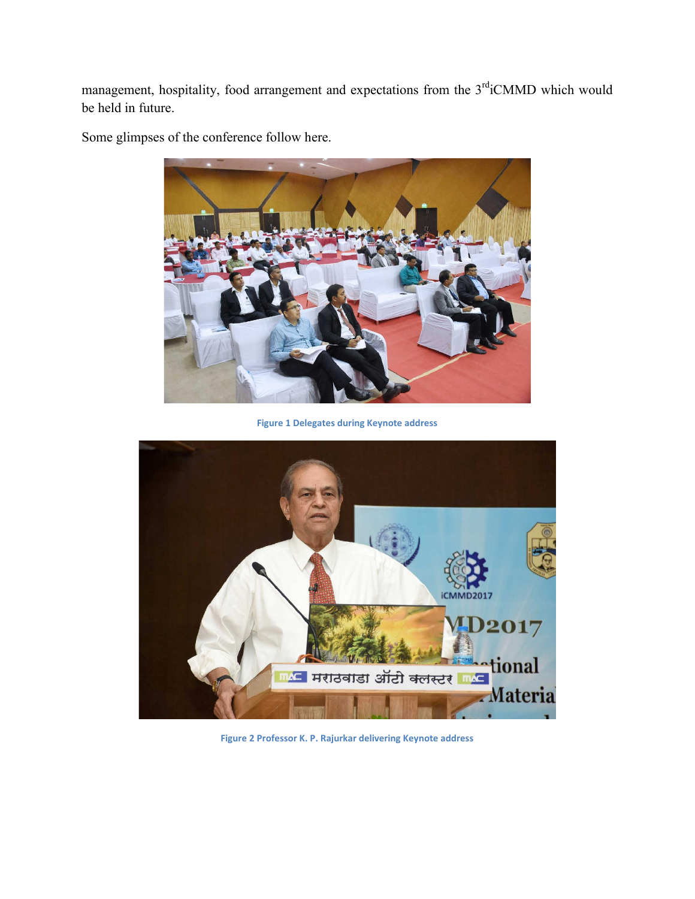management, hospitality, food arrangement and expectations from the 3rd iCMMD which would be held in future.

Some glimpses of the conference follow here.

Figure 1 Delegates during Keynote address

Figure 2 Professor K. P. Rajurkar delivering Keynote address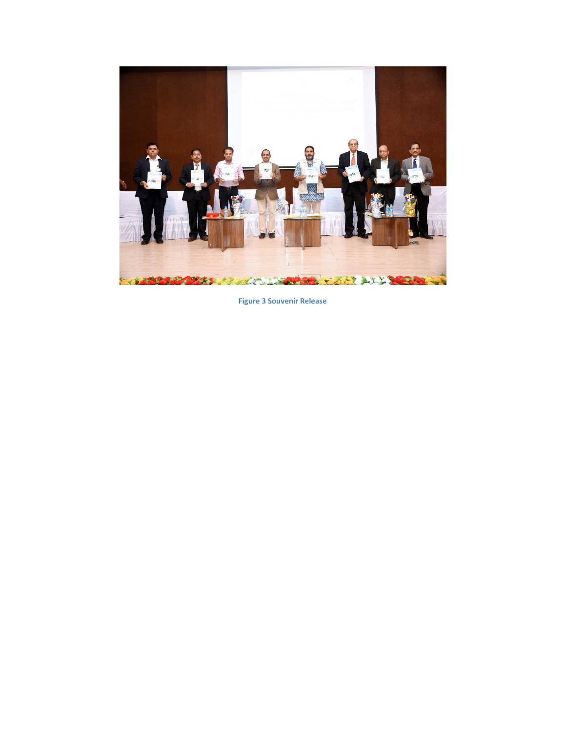Figure 3 Souvenir Release